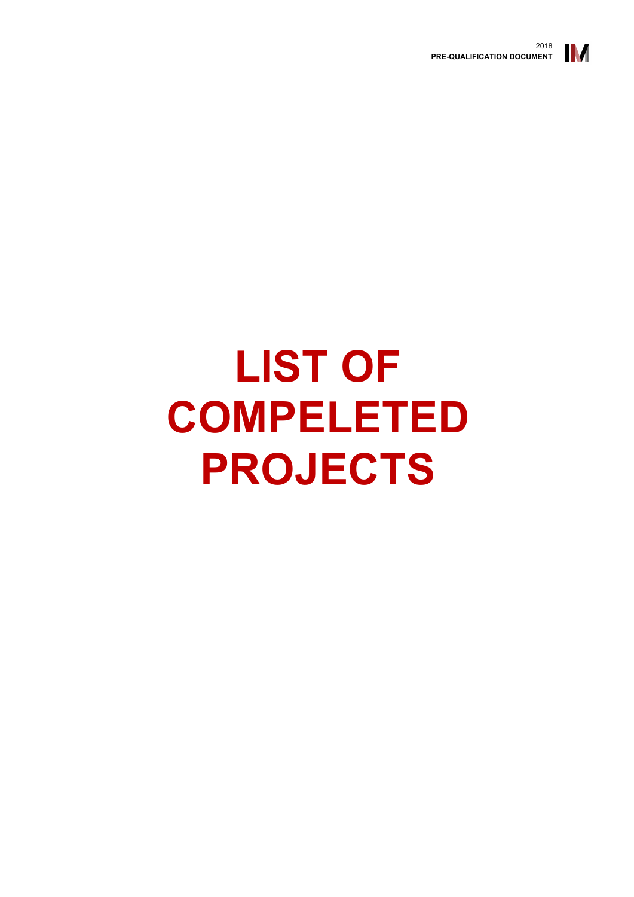# LIST OF COMPELETED PROJECTS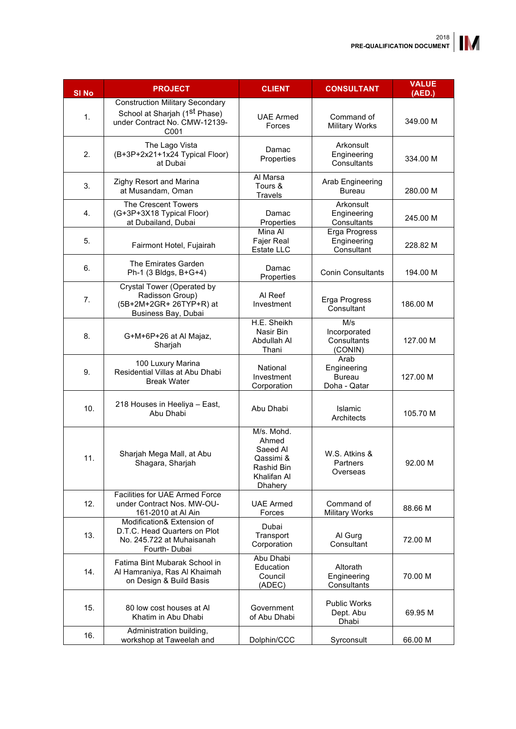| Sl No | PROJECT | CLIENT | CONSULTANT | VALUE (AED.) |
|---|---|---|---|---|
| 1. | Construction Military Secondary School at Sharjah (1st Phase) under Contract No. CMW-12139-C001 | UAE Armed Forces | Command of Military Works | 349.00 M |
| 2. | The Lago Vista (B+3P+2x21+1x24 Typical Floor) at Dubai | Damac Properties | Arkonsult Engineering Consultants | 334.00 M |
| 3. | Zighy Resort and Marina at Musandam, Oman | Al Marsa Tours & Travels | Arab Engineering Bureau | 280.00 M |
| 4. | The Crescent Towers (G+3P+3X18 Typical Floor) at Dubailand, Dubai | Damac Properties | Arkonsult Engineering Consultants | 245.00 M |
| 5. | Fairmont Hotel, Fujairah | Mina Al Fajer Real Estate LLC | Erga Progress Engineering Consultant | 228.82 M |
| 6. | The Emirates Garden Ph-1 (3 Bldgs, B+G+4) | Damac Properties | Conin Consultants | 194.00 M |
| 7. | Crystal Tower (Operated by Radisson Group) (5B+2M+2GR+ 26TYP+R) at Business Bay, Dubai | Al Reef Investment | Erga Progress Consultant | 186.00 M |
| 8. | G+M+6P+26 at Al Majaz, Sharjah | H.E. Sheikh Nasir Bin Abdullah Al Thani | M/s Incorporated Consultants (CONIN) | 127.00 M |
| 9. | 100 Luxury Marina Residential Villas at Abu Dhabi Break Water | National Investment Corporation | Arab Engineering Bureau Doha - Qatar | 127.00 M |
| 10. | 218 Houses in Heeliya – East, Abu Dhabi | Abu Dhabi | Islamic Architects | 105.70 M |
| 11. | Sharjah Mega Mall, at Abu Shagara, Sharjah | M/s. Mohd. Ahmed Saeed Al Qassimi & Rashid Bin Khalifan Al Dhahery | W.S. Atkins & Partners Overseas | 92.00 M |
| 12. | Facilities for UAE Armed Force under Contract Nos. MW-OU-161-2010 at Al Ain | UAE Armed Forces | Command of Military Works | 88.66 M |
| 13. | Modification& Extension of D.T.C. Head Quarters on Plot No. 245.722 at Muhaisanah Fourth- Dubai | Dubai Transport Corporation | Al Gurg Consultant | 72.00 M |
| 14. | Fatima Bint Mubarak School in Al Hamraniya, Ras Al Khaimah on Design & Build Basis | Abu Dhabi Education Council (ADEC) | Altorath Engineering Consultants | 70.00 M |
| 15. | 80 low cost houses at Al Khatim in Abu Dhabi | Government of Abu Dhabi | Public Works Dept. Abu Dhabi | 69.95 M |
| 16. | Administration building, workshop at Taweelah and | Dolphin/CCC | Syrconsult | 66.00 M |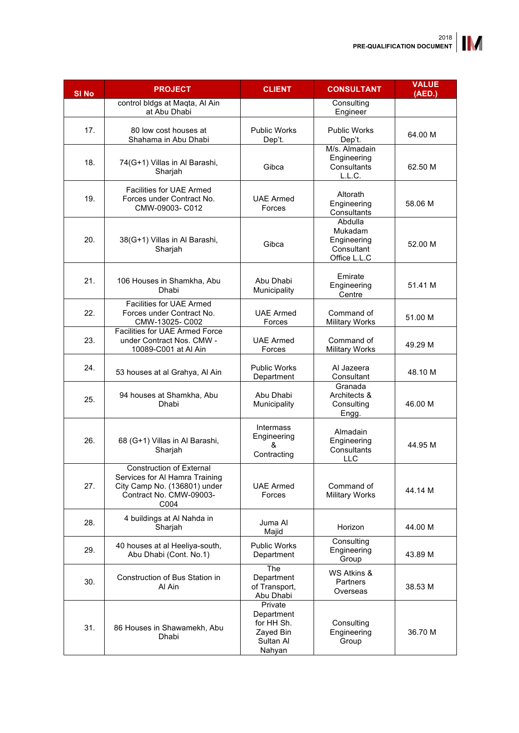| Sl No | PROJECT | CLIENT | CONSULTANT | VALUE (AED.) |
|---|---|---|---|---|
| | control bldgs at Maqta, Al Ain at Abu Dhabi | | Consulting Engineer | |
| 17. | 80 low cost houses at Shahama in Abu Dhabi | Public Works Dep't. | Public Works Dep't. | 64.00 M |
| 18. | 74(G+1) Villas in Al Barashi, Sharjah | Gibca | M/s. Almadain Engineering Consultants L.L.C. | 62.50 M |
| 19. | Facilities for UAE Armed Forces under Contract No. CMW-09003- C012 | UAE Armed Forces | Altorath Engineering Consultants | 58.06 M |
| 20. | 38(G+1) Villas in Al Barashi, Sharjah | Gibca | Abdulla Mukadam Engineering Consultant Office L.L.C | 52.00 M |
| 21. | 106 Houses in Shamkha, Abu Dhabi | Abu Dhabi Municipality | Emirate Engineering Centre | 51.41 M |
| 22. | Facilities for UAE Armed Forces under Contract No. CMW-13025- C002 | UAE Armed Forces | Command of Military Works | 51.00 M |
| 23. | Facilities for UAE Armed Force under Contract Nos. CMW - 10089-C001 at Al Ain | UAE Armed Forces | Command of Military Works | 49.29 M |
| 24. | 53 houses at al Grahya, Al Ain | Public Works Department | Al Jazeera Consultant | 48.10 M |
| 25. | 94 houses at Shamkha, Abu Dhabi | Abu Dhabi Municipality | Granada Architects & Consulting Engg. | 46.00 M |
| 26. | 68 (G+1) Villas in Al Barashi, Sharjah | Intermass Engineering & Contracting | Almadain Engineering Consultants LLC | 44.95 M |
| 27. | Construction of External Services for Al Hamra Training City Camp No. (136801) under Contract No. CMW-09003-C004 | UAE Armed Forces | Command of Military Works | 44.14 M |
| 28. | 4 buildings at Al Nahda in Sharjah | Juma Al Majid | Horizon | 44.00 M |
| 29. | 40 houses at al Heeliya-south, Abu Dhabi (Cont. No.1) | Public Works Department | Consulting Engineering Group | 43.89 M |
| 30. | Construction of Bus Station in Al Ain | The Department of Transport, Abu Dhabi | WS Atkins & Partners Overseas | 38.53 M |
| 31. | 86 Houses in Shawamekh, Abu Dhabi | Private Department for HH Sh. Zayed Bin Sultan Al Nahyan | Consulting Engineering Group | 36.70 M |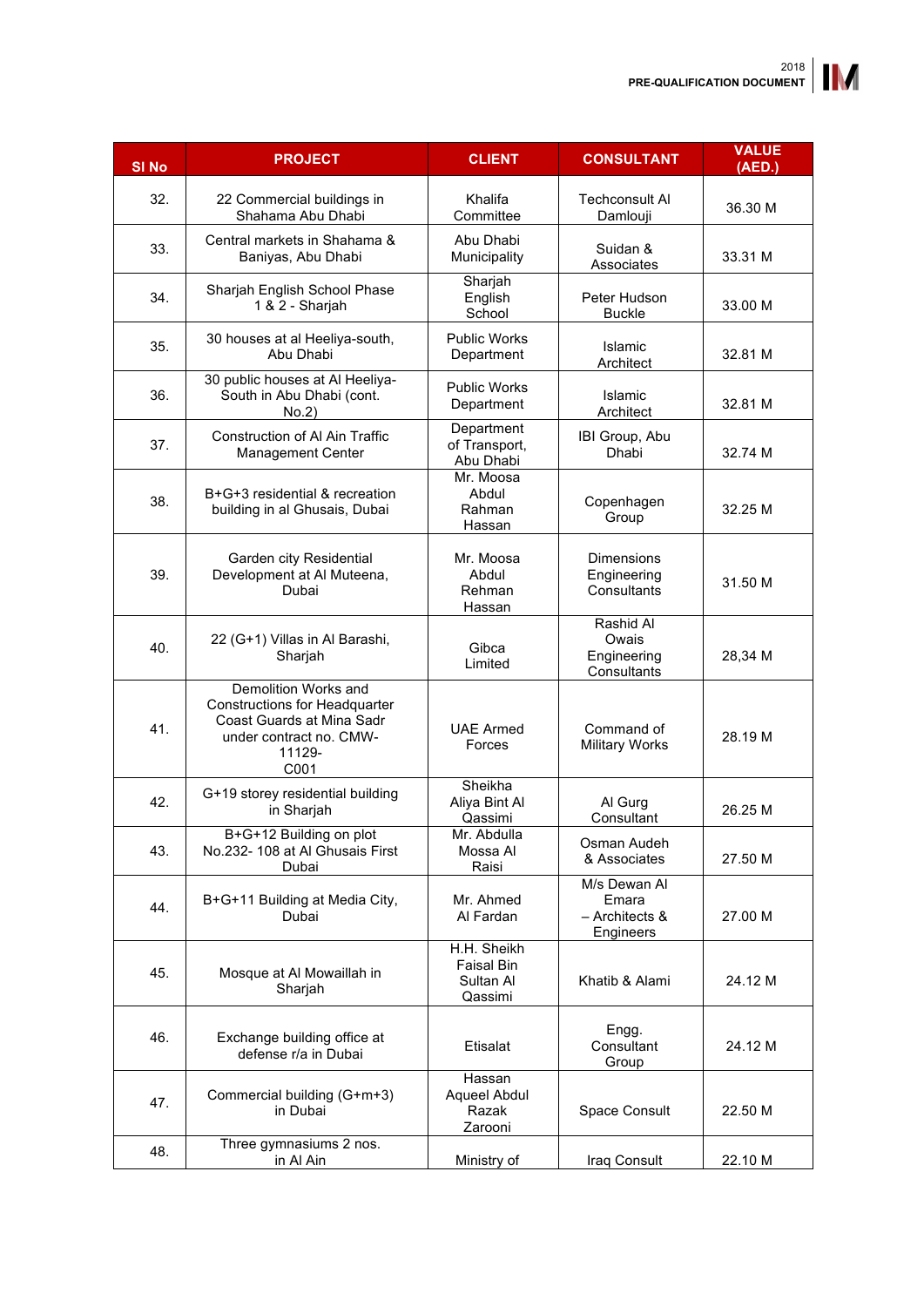| Sl No | PROJECT | CLIENT | CONSULTANT | VALUE (AED.) |
|---|---|---|---|---|
| 32. | 22 Commercial buildings in Shahama Abu Dhabi | Khalifa Committee | Techconsult Al Damlouji | 36.30 M |
| 33. | Central markets in Shahama & Baniyas, Abu Dhabi | Abu Dhabi Municipality | Suidan & Associates | 33.31 M |
| 34. | Sharjah English School Phase 1 & 2 - Sharjah | Sharjah English School | Peter Hudson Buckle | 33.00 M |
| 35. | 30 houses at al Heeliya-south, Abu Dhabi | Public Works Department | Islamic Architect | 32.81 M |
| 36. | 30 public houses at Al Heeliya-South in Abu Dhabi (cont. No.2) | Public Works Department | Islamic Architect | 32.81 M |
| 37. | Construction of Al Ain Traffic Management Center | Department of Transport, Abu Dhabi | IBI Group, Abu Dhabi | 32.74 M |
| 38. | B+G+3 residential & recreation building in al Ghusais, Dubai | Mr. Moosa Abdul Rahman Hassan | Copenhagen Group | 32.25 M |
| 39. | Garden city Residential Development at Al Muteena, Dubai | Mr. Moosa Abdul Rehman Hassan | Dimensions Engineering Consultants | 31.50 M |
| 40. | 22 (G+1) Villas in Al Barashi, Sharjah | Gibca Limited | Rashid Al Owais Engineering Consultants | 28,34 M |
| 41. | Demolition Works and Constructions for Headquarter Coast Guards at Mina Sadr under contract no. CMW-11129-C001 | UAE Armed Forces | Command of Military Works | 28.19 M |
| 42. | G+19 storey residential building in Sharjah | Sheikha Aliya Bint Al Qassimi | Al Gurg Consultant | 26.25 M |
| 43. | B+G+12 Building on plot No.232- 108 at Al Ghusais First Dubai | Mr. Abdulla Mossa Al Raisi | Osman Audeh & Associates | 27.50 M |
| 44. | B+G+11 Building at Media City, Dubai | Mr. Ahmed Al Fardan | M/s Dewan Al Emara – Architects & Engineers | 27.00 M |
| 45. | Mosque at Al Mowaillah in Sharjah | H.H. Sheikh Faisal Bin Sultan Al Qassimi | Khatib & Alami | 24.12 M |
| 46. | Exchange building office at defense r/a in Dubai | Etisalat | Engg. Consultant Group | 24.12 M |
| 47. | Commercial building (G+m+3) in Dubai | Hassan Aqueel Abdul Razak Zarooni | Space Consult | 22.50 M |
| 48. | Three gymnasiums 2 nos. in Al Ain | Ministry of | Iraq Consult | 22.10 M |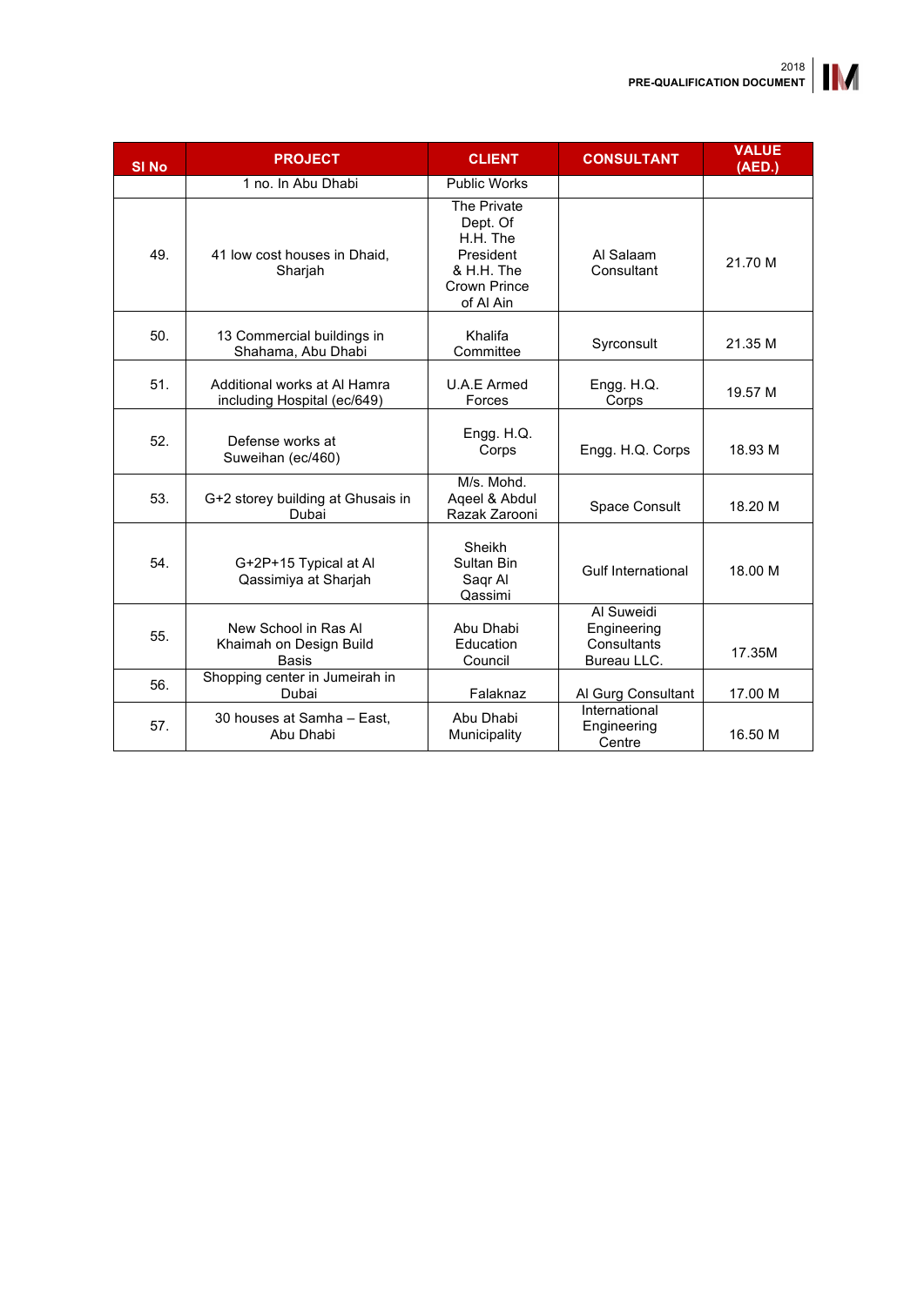| Sl No | PROJECT | CLIENT | CONSULTANT | VALUE (AED.) |
|---|---|---|---|---|
| | 1 no. In Abu Dhabi | Public Works | | |
| 49. | 41 low cost houses in Dhaid, Sharjah | The Private Dept. Of H.H. The President & H.H. The Crown Prince of Al Ain | Al Salaam Consultant | 21.70 M |
| 50. | 13 Commercial buildings in Shahama, Abu Dhabi | Khalifa Committee | Syrconsult | 21.35 M |
| 51. | Additional works at Al Hamra including Hospital (ec/649) | U.A.E Armed Forces | Engg. H.Q. Corps | 19.57 M |
| 52. | Defense works at Suweihan (ec/460) | Engg. H.Q. Corps | Engg. H.Q. Corps | 18.93 M |
| 53. | G+2 storey building at Ghusais in Dubai | M/s. Mohd. Aqeel & Abdul Razak Zarooni | Space Consult | 18.20 M |
| 54. | G+2P+15 Typical at Al Qassimiya at Sharjah | Sheikh Sultan Bin Saqr Al Qassimi | Gulf International | 18.00 M |
| 55. | New School in Ras Al Khaimah on Design Build Basis | Abu Dhabi Education Council | Al Suweidi Engineering Consultants Bureau LLC. | 17.35M |
| 56. | Shopping center in Jumeirah in Dubai | Falaknaz | Al Gurg Consultant | 17.00 M |
| 57. | 30 houses at Samha – East, Abu Dhabi | Abu Dhabi Municipality | International Engineering Centre | 16.50 M |